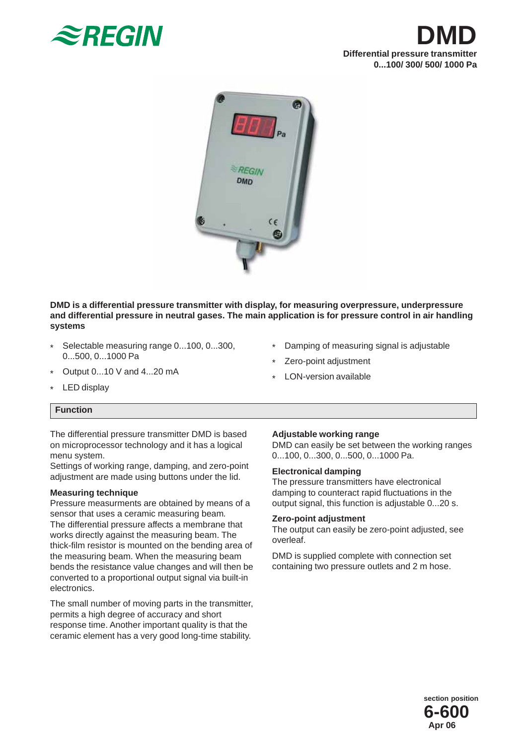# DMD

**Differential pressure transmitter**
**0...100/ 300/ 500/ 1000 Pa**

**DMD is a differential pressure transmitter with display, for measuring overpressure, underpressure and differential pressure in neutral gases. The main application is for pressure control in air handling systems**

* Selectable measuring range 0...100, 0...300, 0...500, 0...1000 Pa
* Output 0...10 V and 4...20 mA
* LED display
* Damping of measuring signal is adjustable
* Zero-point adjustment
* LON-version available

## Function

The differential pressure transmitter DMD is based on microprocessor technology and it has a logical menu system.
Settings of working range, damping, and zero-point adjustment are made using buttons under the lid.

### Measuring technique

Pressure measurments are obtained by means of a sensor that uses a ceramic measuring beam.
The differential pressure affects a membrane that works directly against the measuring beam. The thick-film resistor is mounted on the bending area of the measuring beam. When the measuring beam bends the resistance value changes and will then be converted to a proportional output signal via built-in electronics.

The small number of moving parts in the transmitter, permits a high degree of accuracy and short response time. Another important quality is that the ceramic element has a very good long-time stability.

### Adjustable working range

DMD can easily be set between the working ranges 0...100, 0...300, 0...500, 0...1000 Pa.

### Electronical damping

The pressure transmitters have electronical damping to counteract rapid fluctuations in the output signal, this function is adjustable 0...20 s.

### Zero-point adjustment

The output can easily be zero-point adjusted, see overleaf.

DMD is supplied complete with connection set containing two pressure outlets and 2 m hose.

section position
**6-600**
**Apr 06**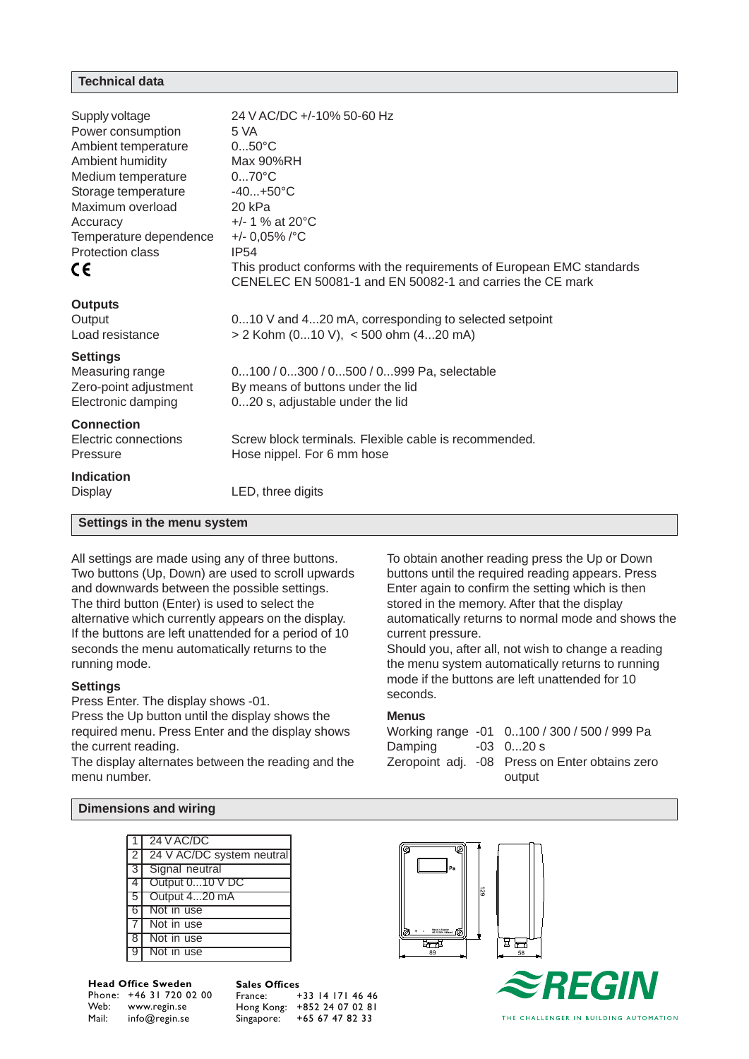## Technical data

| | |
|---|---|
| Supply voltage | 24 V AC/DC +/-10% 50-60 Hz |
| Power consumption | 5 VA |
| Ambient temperature | 0...50°C |
| Ambient humidity | Max 90%RH |
| Medium temperature | 0...70°C |
| Storage temperature | -40...+50°C |
| Maximum overload | 20 kPa |
| Accuracy | +/- 1 % at 20°C |
| Temperature dependence | +/- 0,05% /°C |
| Protection class | IP54 |
| CE | This product conforms with the requirements of European EMC standards CENELEC EN 50081-1 and EN 50082-1 and carries the CE mark |

**Outputs**

| | |
|---|---|
| Output | 0...10 V and 4...20 mA, corresponding to selected setpoint |
| Load resistance | > 2 Kohm (0...10 V), < 500 ohm (4...20 mA) |

**Settings**

| | |
|---|---|
| Measuring range | 0...100 / 0...300 / 0...500 / 0...999 Pa, selectable |
| Zero-point adjustment | By means of buttons under the lid |
| Electronic damping | 0...20 s, adjustable under the lid |

**Connection**

| | |
|---|---|
| Electric connections | Screw block terminals. Flexible cable is recommended. |
| Pressure | Hose nippel. For 6 mm hose |

**Indication**

| | |
|---|---|
| Display | LED, three digits |

## Settings in the menu system

All settings are made using any of three buttons. Two buttons (Up, Down) are used to scroll upwards and downwards between the possible settings. The third button (Enter) is used to select the alternative which currently appears on the display. If the buttons are left unattended for a period of 10 seconds the menu automatically returns to the running mode.

### Settings

Press Enter. The display shows -01.
Press the Up button until the display shows the required menu. Press Enter and the display shows the current reading.
The display alternates between the reading and the menu number.

To obtain another reading press the Up or Down buttons until the required reading appears. Press Enter again to confirm the setting which is then stored in the memory. After that the display automatically returns to normal mode and shows the current pressure.
Should you, after all, not wish to change a reading the menu system automatically returns to running mode if the buttons are left unattended for 10 seconds.

### Menus

| | | |
|---|---|---|
| Working range | -01 | 0..100 / 300 / 500 / 999 Pa |
| Damping | -03 | 0...20 s |
| Zeropoint adj. | -08 | Press on Enter obtains zero output |

## Dimensions and wiring

| | |
|---|---|
| 1 | 24 V AC/DC |
| 2 | 24 V AC/DC system neutral |
| 3 | Signal neutral |
| 4 | Output 0...10 V DC |
| 5 | Output 4...20 mA |
| 6 | Not in use |
| 7 | Not in use |
| 8 | Not in use |
| 9 | Not in use |

Pa
129
89
58

**Head Office Sweden**
Phone: +46 31 720 02 00
Web: www.regin.se
Mail: info@regin.se

**Sales Offices**
France: +33 14 171 46 46
Hong Kong: +852 24 07 02 81
Singapore: +65 67 47 82 33

REGIN
THE CHALLENGER IN BUILDING AUTOMATION